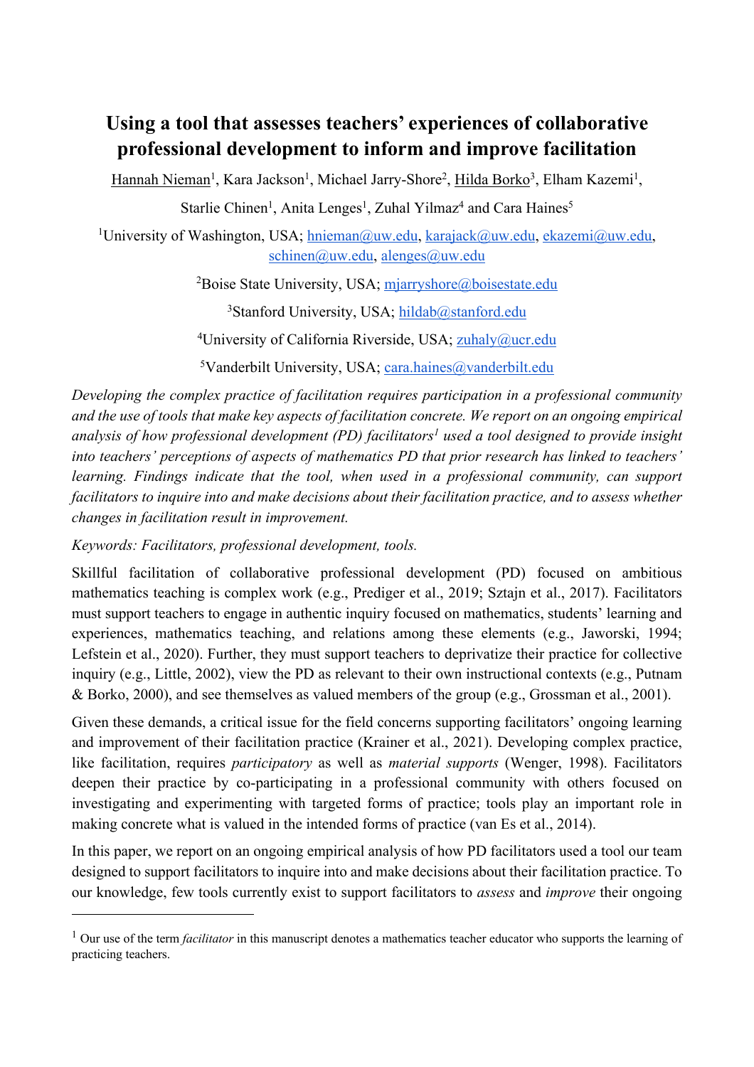# Using a tool that assesses teachers' experiences of collaborative professional development to inform and improve facilitation

Hannah Nieman[1], Kara Jackson[1], Michael Jarry-Shore[2], Hilda Borko[3], Elham Kazemi[1], Starlie Chinen[1], Anita Lenges[1], Zuhal Yilmaz[4] and Cara Haines[5]

[1]University of Washington, USA; hnieman@uw.edu, karajack@uw.edu, ekazemi@uw.edu, schinen@uw.edu, alenges@uw.edu

[2]Boise State University, USA; mjarryshore@boisestate.edu

[3]Stanford University, USA; hildab@stanford.edu

[4]University of California Riverside, USA; zuhaly@ucr.edu

[5]Vanderbilt University, USA; cara.haines@vanderbilt.edu

*Developing the complex practice of facilitation requires participation in a professional community and the use of tools that make key aspects of facilitation concrete. We report on an ongoing empirical analysis of how professional development (PD) facilitators[1] used a tool designed to provide insight into teachers' perceptions of aspects of mathematics PD that prior research has linked to teachers' learning. Findings indicate that the tool, when used in a professional community, can support facilitators to inquire into and make decisions about their facilitation practice, and to assess whether changes in facilitation result in improvement.*

*Keywords: Facilitators, professional development, tools.*

Skillful facilitation of collaborative professional development (PD) focused on ambitious mathematics teaching is complex work (e.g., Prediger et al., 2019; Sztajn et al., 2017). Facilitators must support teachers to engage in authentic inquiry focused on mathematics, students' learning and experiences, mathematics teaching, and relations among these elements (e.g., Jaworski, 1994; Lefstein et al., 2020). Further, they must support teachers to deprivatize their practice for collective inquiry (e.g., Little, 2002), view the PD as relevant to their own instructional contexts (e.g., Putnam & Borko, 2000), and see themselves as valued members of the group (e.g., Grossman et al., 2001).

Given these demands, a critical issue for the field concerns supporting facilitators' ongoing learning and improvement of their facilitation practice (Krainer et al., 2021). Developing complex practice, like facilitation, requires *participatory* as well as *material supports* (Wenger, 1998). Facilitators deepen their practice by co-participating in a professional community with others focused on investigating and experimenting with targeted forms of practice; tools play an important role in making concrete what is valued in the intended forms of practice (van Es et al., 2014).

In this paper, we report on an ongoing empirical analysis of how PD facilitators used a tool our team designed to support facilitators to inquire into and make decisions about their facilitation practice. To our knowledge, few tools currently exist to support facilitators to *assess* and *improve* their ongoing

---

[1] Our use of the term *facilitator* in this manuscript denotes a mathematics teacher educator who supports the learning of practicing teachers.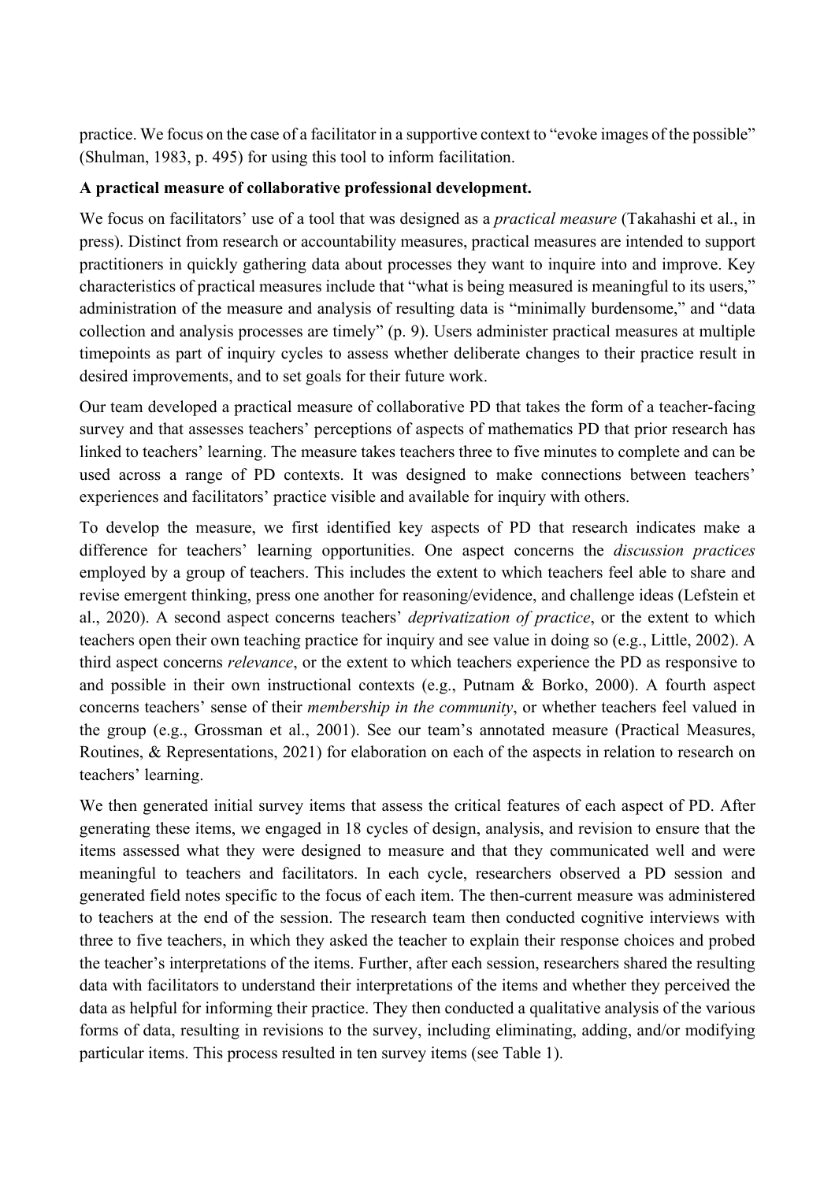practice. We focus on the case of a facilitator in a supportive context to "evoke images of the possible" (Shulman, 1983, p. 495) for using this tool to inform facilitation.

**A practical measure of collaborative professional development.**

We focus on facilitators' use of a tool that was designed as a *practical measure* (Takahashi et al., in press). Distinct from research or accountability measures, practical measures are intended to support practitioners in quickly gathering data about processes they want to inquire into and improve. Key characteristics of practical measures include that "what is being measured is meaningful to its users," administration of the measure and analysis of resulting data is "minimally burdensome," and "data collection and analysis processes are timely" (p. 9). Users administer practical measures at multiple timepoints as part of inquiry cycles to assess whether deliberate changes to their practice result in desired improvements, and to set goals for their future work.

Our team developed a practical measure of collaborative PD that takes the form of a teacher-facing survey and that assesses teachers' perceptions of aspects of mathematics PD that prior research has linked to teachers' learning. The measure takes teachers three to five minutes to complete and can be used across a range of PD contexts. It was designed to make connections between teachers' experiences and facilitators' practice visible and available for inquiry with others.

To develop the measure, we first identified key aspects of PD that research indicates make a difference for teachers' learning opportunities. One aspect concerns the *discussion practices* employed by a group of teachers. This includes the extent to which teachers feel able to share and revise emergent thinking, press one another for reasoning/evidence, and challenge ideas (Lefstein et al., 2020). A second aspect concerns teachers' *deprivatization of practice*, or the extent to which teachers open their own teaching practice for inquiry and see value in doing so (e.g., Little, 2002). A third aspect concerns *relevance*, or the extent to which teachers experience the PD as responsive to and possible in their own instructional contexts (e.g., Putnam & Borko, 2000). A fourth aspect concerns teachers' sense of their *membership in the community*, or whether teachers feel valued in the group (e.g., Grossman et al., 2001). See our team's annotated measure (Practical Measures, Routines, & Representations, 2021) for elaboration on each of the aspects in relation to research on teachers' learning.

We then generated initial survey items that assess the critical features of each aspect of PD. After generating these items, we engaged in 18 cycles of design, analysis, and revision to ensure that the items assessed what they were designed to measure and that they communicated well and were meaningful to teachers and facilitators. In each cycle, researchers observed a PD session and generated field notes specific to the focus of each item. The then-current measure was administered to teachers at the end of the session. The research team then conducted cognitive interviews with three to five teachers, in which they asked the teacher to explain their response choices and probed the teacher's interpretations of the items. Further, after each session, researchers shared the resulting data with facilitators to understand their interpretations of the items and whether they perceived the data as helpful for informing their practice. They then conducted a qualitative analysis of the various forms of data, resulting in revisions to the survey, including eliminating, adding, and/or modifying particular items. This process resulted in ten survey items (see Table 1).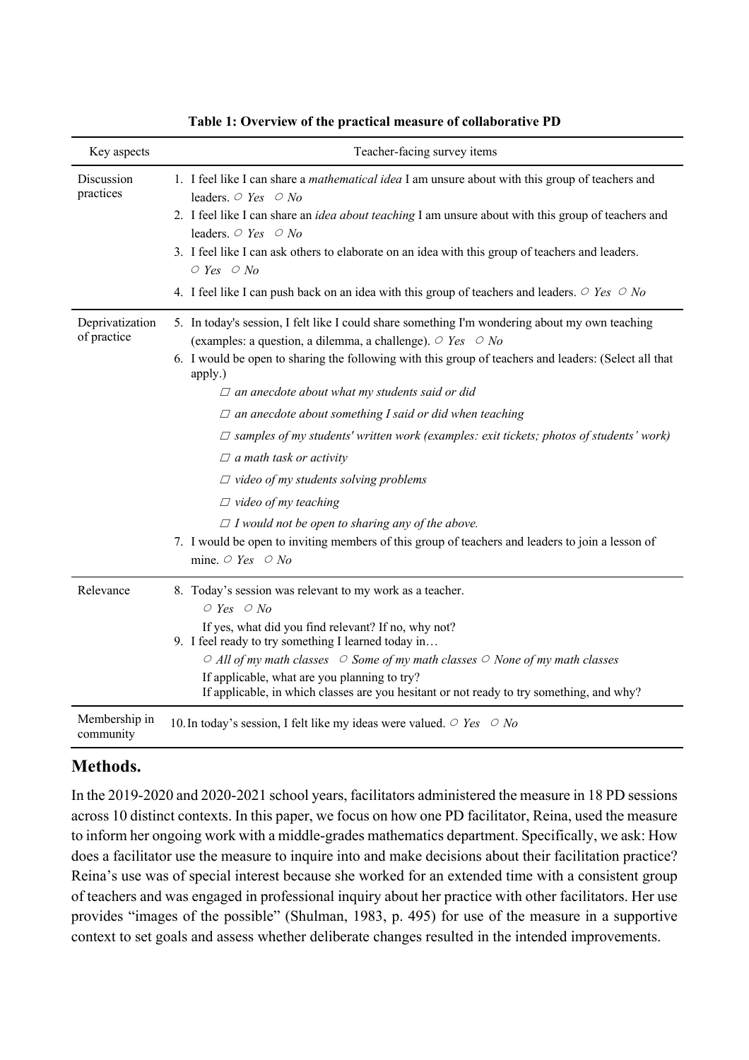**Table 1: Overview of the practical measure of collaborative PD**

| Key aspects | Teacher-facing survey items |
|---|---|
| Discussion practices | 1. I feel like I can share a *mathematical idea* I am unsure about with this group of teachers and leaders. ○ *Yes* ○ *No*<br>2. I feel like I can share an *idea about teaching* I am unsure about with this group of teachers and leaders. ○ *Yes* ○ *No*<br>3. I feel like I can ask others to elaborate on an idea with this group of teachers and leaders. ○ *Yes* ○ *No*<br>4. I feel like I can push back on an idea with this group of teachers and leaders. ○ *Yes* ○ *No* |
| Deprivatization of practice | 5. In today's session, I felt like I could share something I'm wondering about my own teaching (examples: a question, a dilemma, a challenge). ○ *Yes* ○ *No*<br>6. I would be open to sharing the following with this group of teachers and leaders: (Select all that apply.)<br>□ *an anecdote about what my students said or did*<br>□ *an anecdote about something I said or did when teaching*<br>□ *samples of my students' written work (examples: exit tickets; photos of students' work)*<br>□ *a math task or activity*<br>□ *video of my students solving problems*<br>□ *video of my teaching*<br>□ *I would not be open to sharing any of the above.*<br>7. I would be open to inviting members of this group of teachers and leaders to join a lesson of mine. ○ *Yes* ○ *No* |
| Relevance | 8. Today's session was relevant to my work as a teacher.<br>○ *Yes* ○ *No*<br>If yes, what did you find relevant? If no, why not?<br>9. I feel ready to try something I learned today in…<br>○ *All of my math classes* ○ *Some of my math classes* ○ *None of my math classes*<br>If applicable, what are you planning to try?<br>If applicable, in which classes are you hesitant or not ready to try something, and why? |
| Membership in community | 10. In today's session, I felt like my ideas were valued. ○ *Yes* ○ *No* |

## Methods.

In the 2019-2020 and 2020-2021 school years, facilitators administered the measure in 18 PD sessions across 10 distinct contexts. In this paper, we focus on how one PD facilitator, Reina, used the measure to inform her ongoing work with a middle-grades mathematics department. Specifically, we ask: How does a facilitator use the measure to inquire into and make decisions about their facilitation practice? Reina's use was of special interest because she worked for an extended time with a consistent group of teachers and was engaged in professional inquiry about her practice with other facilitators. Her use provides "images of the possible" (Shulman, 1983, p. 495) for use of the measure in a supportive context to set goals and assess whether deliberate changes resulted in the intended improvements.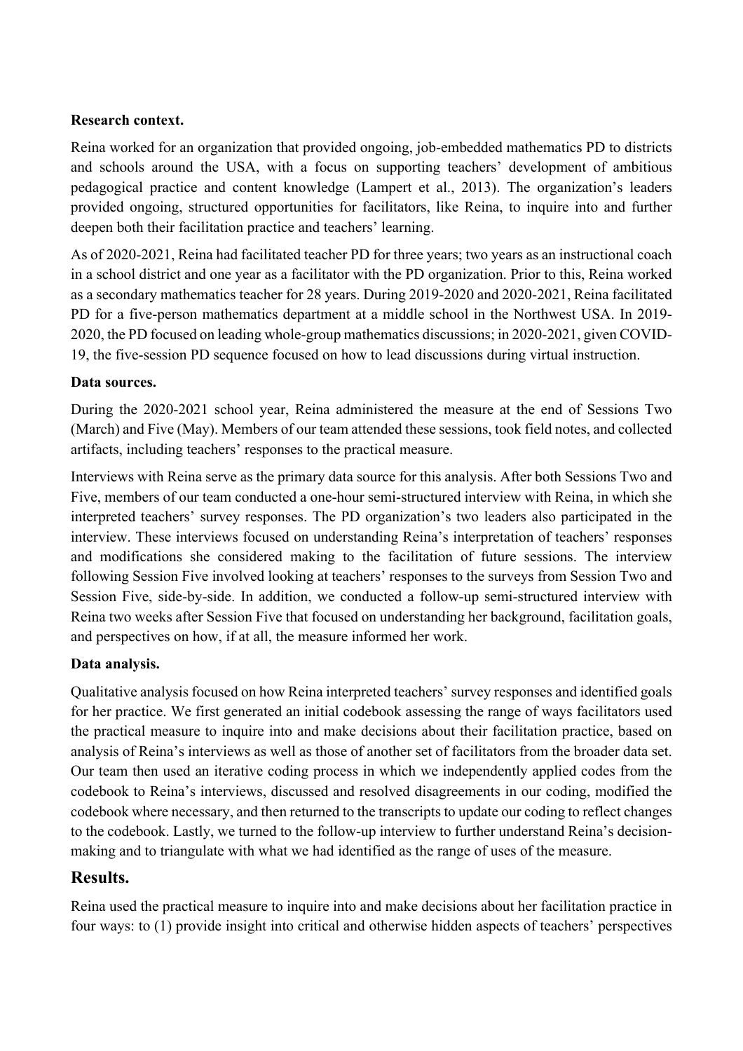**Research context.**

Reina worked for an organization that provided ongoing, job-embedded mathematics PD to districts and schools around the USA, with a focus on supporting teachers' development of ambitious pedagogical practice and content knowledge (Lampert et al., 2013). The organization's leaders provided ongoing, structured opportunities for facilitators, like Reina, to inquire into and further deepen both their facilitation practice and teachers' learning.

As of 2020-2021, Reina had facilitated teacher PD for three years; two years as an instructional coach in a school district and one year as a facilitator with the PD organization. Prior to this, Reina worked as a secondary mathematics teacher for 28 years. During 2019-2020 and 2020-2021, Reina facilitated PD for a five-person mathematics department at a middle school in the Northwest USA. In 2019-2020, the PD focused on leading whole-group mathematics discussions; in 2020-2021, given COVID-19, the five-session PD sequence focused on how to lead discussions during virtual instruction.

**Data sources.**

During the 2020-2021 school year, Reina administered the measure at the end of Sessions Two (March) and Five (May). Members of our team attended these sessions, took field notes, and collected artifacts, including teachers' responses to the practical measure.

Interviews with Reina serve as the primary data source for this analysis. After both Sessions Two and Five, members of our team conducted a one-hour semi-structured interview with Reina, in which she interpreted teachers' survey responses. The PD organization's two leaders also participated in the interview. These interviews focused on understanding Reina's interpretation of teachers' responses and modifications she considered making to the facilitation of future sessions. The interview following Session Five involved looking at teachers' responses to the surveys from Session Two and Session Five, side-by-side. In addition, we conducted a follow-up semi-structured interview with Reina two weeks after Session Five that focused on understanding her background, facilitation goals, and perspectives on how, if at all, the measure informed her work.

**Data analysis.**

Qualitative analysis focused on how Reina interpreted teachers' survey responses and identified goals for her practice. We first generated an initial codebook assessing the range of ways facilitators used the practical measure to inquire into and make decisions about their facilitation practice, based on analysis of Reina's interviews as well as those of another set of facilitators from the broader data set. Our team then used an iterative coding process in which we independently applied codes from the codebook to Reina's interviews, discussed and resolved disagreements in our coding, modified the codebook where necessary, and then returned to the transcripts to update our coding to reflect changes to the codebook. Lastly, we turned to the follow-up interview to further understand Reina's decision-making and to triangulate with what we had identified as the range of uses of the measure.

## Results.

Reina used the practical measure to inquire into and make decisions about her facilitation practice in four ways: to (1) provide insight into critical and otherwise hidden aspects of teachers' perspectives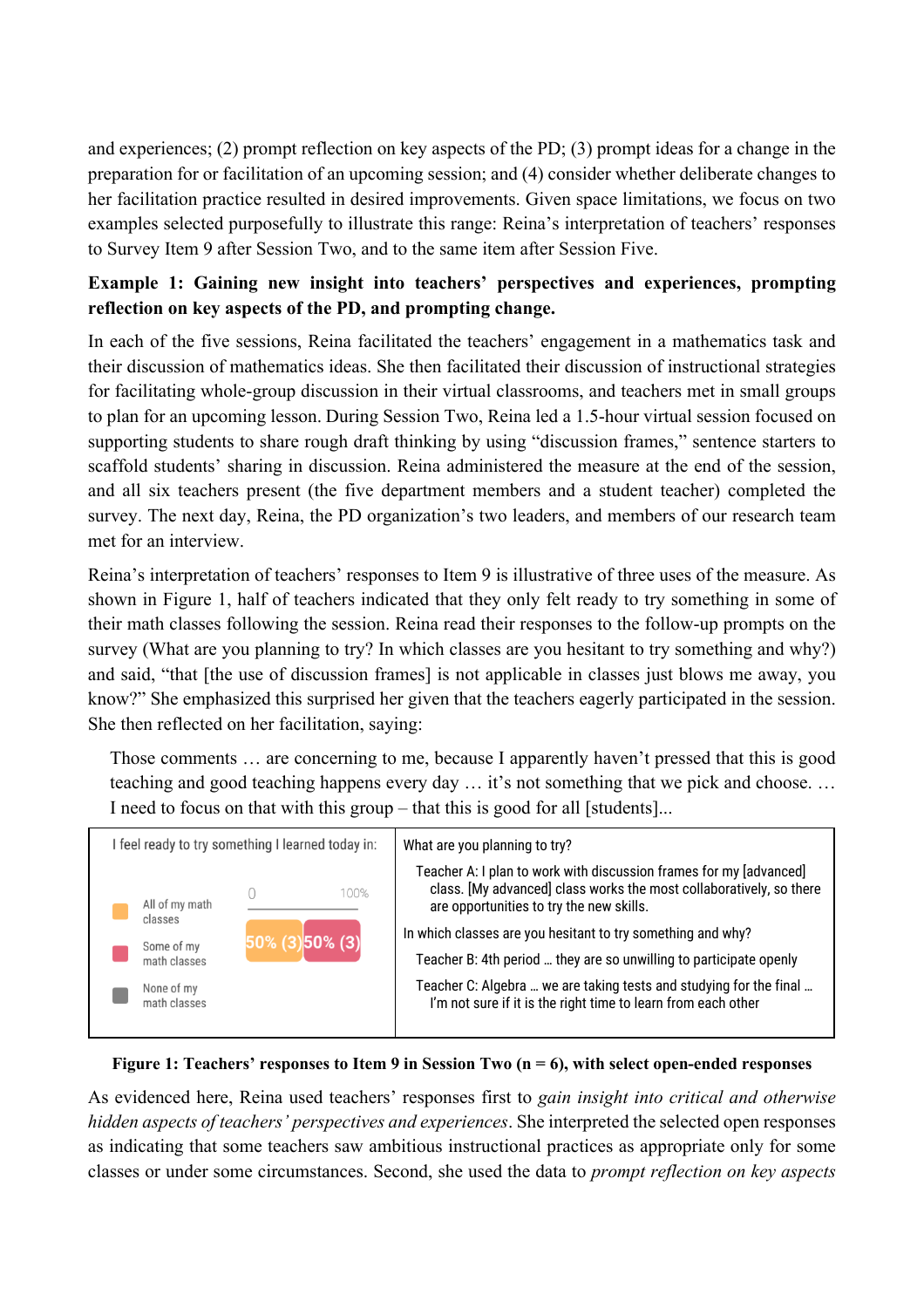and experiences; (2) prompt reflection on key aspects of the PD; (3) prompt ideas for a change in the preparation for or facilitation of an upcoming session; and (4) consider whether deliberate changes to her facilitation practice resulted in desired improvements. Given space limitations, we focus on two examples selected purposefully to illustrate this range: Reina's interpretation of teachers' responses to Survey Item 9 after Session Two, and to the same item after Session Five.

**Example 1: Gaining new insight into teachers' perspectives and experiences, prompting reflection on key aspects of the PD, and prompting change.**

In each of the five sessions, Reina facilitated the teachers' engagement in a mathematics task and their discussion of mathematics ideas. She then facilitated their discussion of instructional strategies for facilitating whole-group discussion in their virtual classrooms, and teachers met in small groups to plan for an upcoming lesson. During Session Two, Reina led a 1.5-hour virtual session focused on supporting students to share rough draft thinking by using "discussion frames," sentence starters to scaffold students' sharing in discussion. Reina administered the measure at the end of the session, and all six teachers present (the five department members and a student teacher) completed the survey. The next day, Reina, the PD organization's two leaders, and members of our research team met for an interview.

Reina's interpretation of teachers' responses to Item 9 is illustrative of three uses of the measure. As shown in Figure 1, half of teachers indicated that they only felt ready to try something in some of their math classes following the session. Reina read their responses to the follow-up prompts on the survey (What are you planning to try? In which classes are you hesitant to try something and why?) and said, "that [the use of discussion frames] is not applicable in classes just blows me away, you know?" She emphasized this surprised her given that the teachers eagerly participated in the session. She then reflected on her facilitation, saying:

> Those comments … are concerning to me, because I apparently haven't pressed that this is good teaching and good teaching happens every day … it's not something that we pick and choose. … I need to focus on that with this group – that this is good for all [students]...

| I feel ready to try something I learned today in: | |
|---|---|
| All of my math classes: 50% (3) | **What are you planning to try?**<br>Teacher A: I plan to work with discussion frames for my [advanced] class. [My advanced] class works the most collaboratively, so there are opportunities to try the new skills. |
| Some of my math classes: 50% (3) | **In which classes are you hesitant to try something and why?**<br>Teacher B: 4th period … they are so unwilling to participate openly |
| None of my math classes | Teacher C: Algebra … we are taking tests and studying for the final … I'm not sure if it is the right time to learn from each other |

**Figure 1: Teachers' responses to Item 9 in Session Two (n = 6), with select open-ended responses**

As evidenced here, Reina used teachers' responses first to *gain insight into critical and otherwise hidden aspects of teachers' perspectives and experiences*. She interpreted the selected open responses as indicating that some teachers saw ambitious instructional practices as appropriate only for some classes or under some circumstances. Second, she used the data to *prompt reflection on key aspects*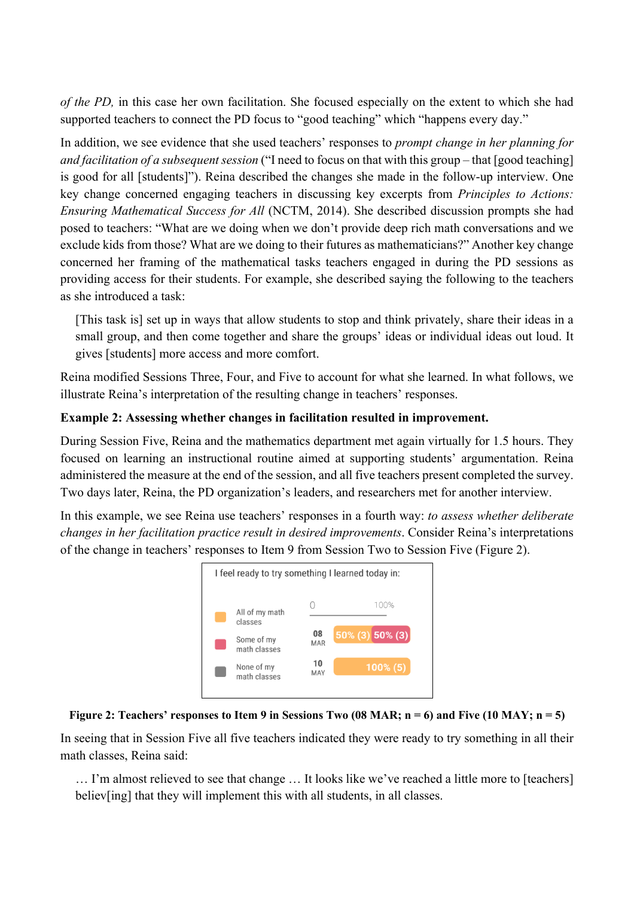*of the PD,* in this case her own facilitation. She focused especially on the extent to which she had supported teachers to connect the PD focus to "good teaching" which "happens every day."

In addition, we see evidence that she used teachers' responses to *prompt change in her planning for and facilitation of a subsequent session* ("I need to focus on that with this group – that [good teaching] is good for all [students]"). Reina described the changes she made in the follow-up interview. One key change concerned engaging teachers in discussing key excerpts from *Principles to Actions: Ensuring Mathematical Success for All* (NCTM, 2014). She described discussion prompts she had posed to teachers: "What are we doing when we don't provide deep rich math conversations and we exclude kids from those? What are we doing to their futures as mathematicians?" Another key change concerned her framing of the mathematical tasks teachers engaged in during the PD sessions as providing access for their students. For example, she described saying the following to the teachers as she introduced a task:

> [This task is] set up in ways that allow students to stop and think privately, share their ideas in a small group, and then come together and share the groups' ideas or individual ideas out loud. It gives [students] more access and more comfort.

Reina modified Sessions Three, Four, and Five to account for what she learned. In what follows, we illustrate Reina's interpretation of the resulting change in teachers' responses.

**Example 2: Assessing whether changes in facilitation resulted in improvement.**

During Session Five, Reina and the mathematics department met again virtually for 1.5 hours. They focused on learning an instructional routine aimed at supporting students' argumentation. Reina administered the measure at the end of the session, and all five teachers present completed the survey. Two days later, Reina, the PD organization's leaders, and researchers met for another interview.

In this example, we see Reina use teachers' responses in a fourth way: *to assess whether deliberate changes in her facilitation practice result in desired improvements*. Consider Reina's interpretations of the change in teachers' responses to Item 9 from Session Two to Session Five (Figure 2).

I feel ready to try something I learned today in:

| | All of my math classes | Some of my math classes | None of my math classes |
|---|---|---|---|
| 08 MAR | 50% (3) | 50% (3) | |
| 10 MAY | 100% (5) | | |

**Figure 2: Teachers' responses to Item 9 in Sessions Two (08 MAR; n = 6) and Five (10 MAY; n = 5)**

In seeing that in Session Five all five teachers indicated they were ready to try something in all their math classes, Reina said:

> … I'm almost relieved to see that change … It looks like we've reached a little more to [teachers] believ[ing] that they will implement this with all students, in all classes.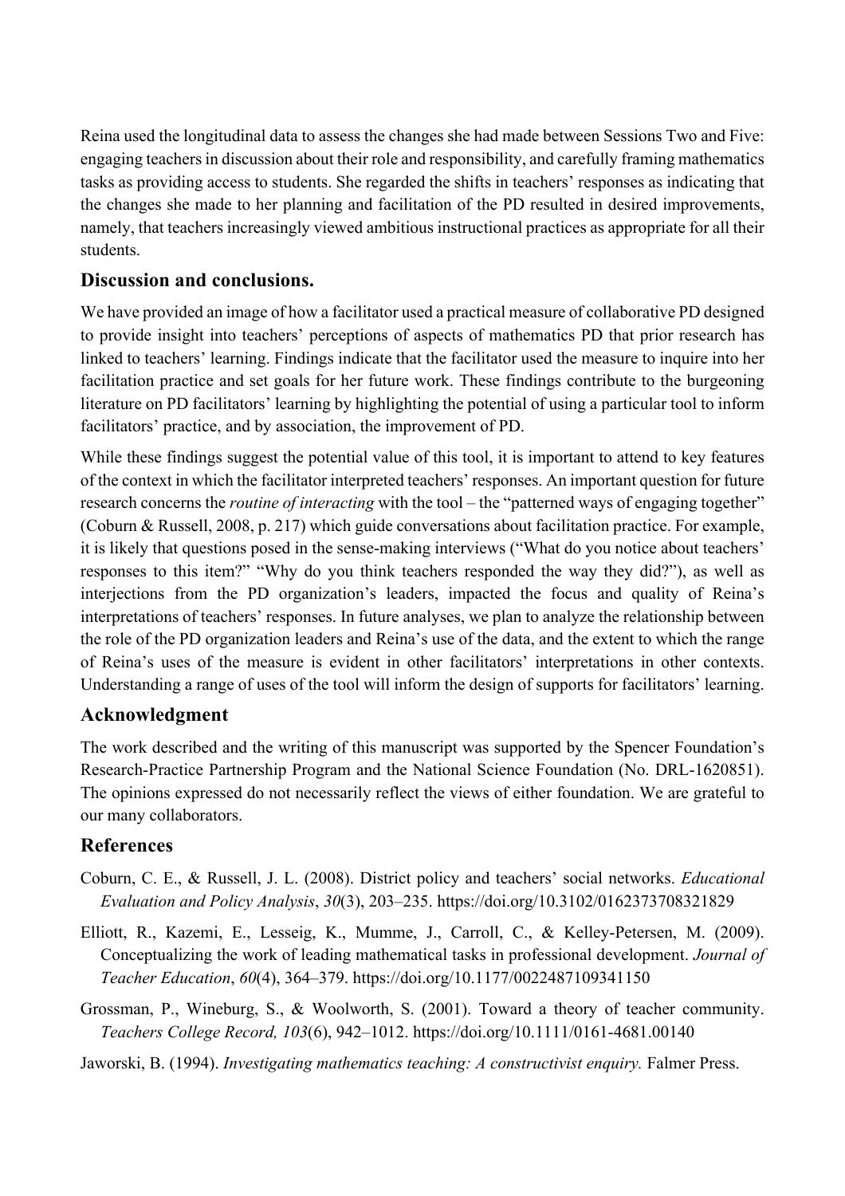Reina used the longitudinal data to assess the changes she had made between Sessions Two and Five: engaging teachers in discussion about their role and responsibility, and carefully framing mathematics tasks as providing access to students. She regarded the shifts in teachers' responses as indicating that the changes she made to her planning and facilitation of the PD resulted in desired improvements, namely, that teachers increasingly viewed ambitious instructional practices as appropriate for all their students.

## Discussion and conclusions.

We have provided an image of how a facilitator used a practical measure of collaborative PD designed to provide insight into teachers' perceptions of aspects of mathematics PD that prior research has linked to teachers' learning. Findings indicate that the facilitator used the measure to inquire into her facilitation practice and set goals for her future work. These findings contribute to the burgeoning literature on PD facilitators' learning by highlighting the potential of using a particular tool to inform facilitators' practice, and by association, the improvement of PD.

While these findings suggest the potential value of this tool, it is important to attend to key features of the context in which the facilitator interpreted teachers' responses. An important question for future research concerns the *routine of interacting* with the tool – the "patterned ways of engaging together" (Coburn & Russell, 2008, p. 217) which guide conversations about facilitation practice. For example, it is likely that questions posed in the sense-making interviews ("What do you notice about teachers' responses to this item?" "Why do you think teachers responded the way they did?"), as well as interjections from the PD organization's leaders, impacted the focus and quality of Reina's interpretations of teachers' responses. In future analyses, we plan to analyze the relationship between the role of the PD organization leaders and Reina's use of the data, and the extent to which the range of Reina's uses of the measure is evident in other facilitators' interpretations in other contexts. Understanding a range of uses of the tool will inform the design of supports for facilitators' learning.

## Acknowledgment

The work described and the writing of this manuscript was supported by the Spencer Foundation's Research-Practice Partnership Program and the National Science Foundation (No. DRL-1620851). The opinions expressed do not necessarily reflect the views of either foundation. We are grateful to our many collaborators.

## References

Coburn, C. E., & Russell, J. L. (2008). District policy and teachers' social networks. *Educational Evaluation and Policy Analysis*, *30*(3), 203–235. https://doi.org/10.3102/0162373708321829

Elliott, R., Kazemi, E., Lesseig, K., Mumme, J., Carroll, C., & Kelley-Petersen, M. (2009). Conceptualizing the work of leading mathematical tasks in professional development. *Journal of Teacher Education*, *60*(4), 364–379. https://doi.org/10.1177/0022487109341150

Grossman, P., Wineburg, S., & Woolworth, S. (2001). Toward a theory of teacher community. *Teachers College Record, 103*(6), 942–1012. https://doi.org/10.1111/0161-4681.00140

Jaworski, B. (1994). *Investigating mathematics teaching: A constructivist enquiry.* Falmer Press.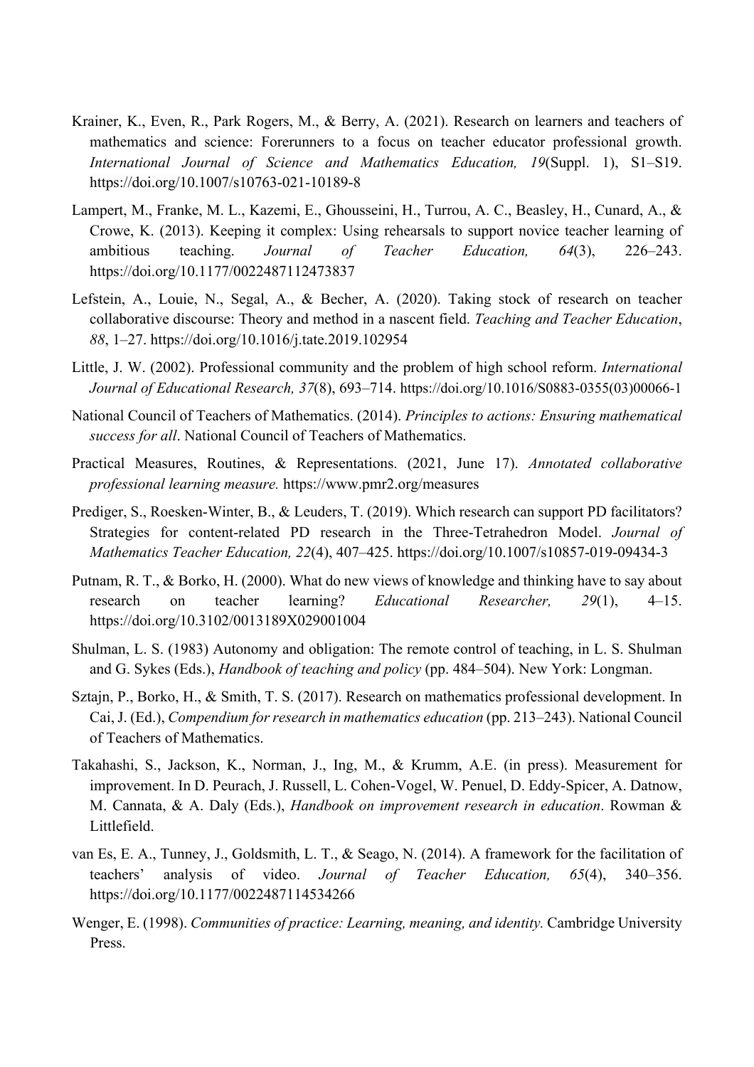Krainer, K., Even, R., Park Rogers, M., & Berry, A. (2021). Research on learners and teachers of mathematics and science: Forerunners to a focus on teacher educator professional growth. *International Journal of Science and Mathematics Education, 19*(Suppl. 1), S1–S19. https://doi.org/10.1007/s10763-021-10189-8

Lampert, M., Franke, M. L., Kazemi, E., Ghousseini, H., Turrou, A. C., Beasley, H., Cunard, A., & Crowe, K. (2013). Keeping it complex: Using rehearsals to support novice teacher learning of ambitious teaching. *Journal of Teacher Education, 64*(3), 226–243. https://doi.org/10.1177/0022487112473837

Lefstein, A., Louie, N., Segal, A., & Becher, A. (2020). Taking stock of research on teacher collaborative discourse: Theory and method in a nascent field. *Teaching and Teacher Education*, *88*, 1–27. https://doi.org/10.1016/j.tate.2019.102954

Little, J. W. (2002). Professional community and the problem of high school reform. *International Journal of Educational Research, 37*(8), 693–714. https://doi.org/10.1016/S0883-0355(03)00066-1

National Council of Teachers of Mathematics. (2014). *Principles to actions: Ensuring mathematical success for all*. National Council of Teachers of Mathematics.

Practical Measures, Routines, & Representations. (2021, June 17). *Annotated collaborative professional learning measure.* https://www.pmr2.org/measures

Prediger, S., Roesken-Winter, B., & Leuders, T. (2019). Which research can support PD facilitators? Strategies for content-related PD research in the Three-Tetrahedron Model. *Journal of Mathematics Teacher Education, 22*(4), 407–425. https://doi.org/10.1007/s10857-019-09434-3

Putnam, R. T., & Borko, H. (2000). What do new views of knowledge and thinking have to say about research on teacher learning? *Educational Researcher, 29*(1), 4–15. https://doi.org/10.3102/0013189X029001004

Shulman, L. S. (1983) Autonomy and obligation: The remote control of teaching, in L. S. Shulman and G. Sykes (Eds.), *Handbook of teaching and policy* (pp. 484–504). New York: Longman.

Sztajn, P., Borko, H., & Smith, T. S. (2017). Research on mathematics professional development. In Cai, J. (Ed.), *Compendium for research in mathematics education* (pp. 213–243). National Council of Teachers of Mathematics.

Takahashi, S., Jackson, K., Norman, J., Ing, M., & Krumm, A.E. (in press). Measurement for improvement. In D. Peurach, J. Russell, L. Cohen-Vogel, W. Penuel, D. Eddy-Spicer, A. Datnow, M. Cannata, & A. Daly (Eds.), *Handbook on improvement research in education*. Rowman & Littlefield.

van Es, E. A., Tunney, J., Goldsmith, L. T., & Seago, N. (2014). A framework for the facilitation of teachers' analysis of video. *Journal of Teacher Education, 65*(4), 340–356. https://doi.org/10.1177/0022487114534266

Wenger, E. (1998). *Communities of practice: Learning, meaning, and identity.* Cambridge University Press.